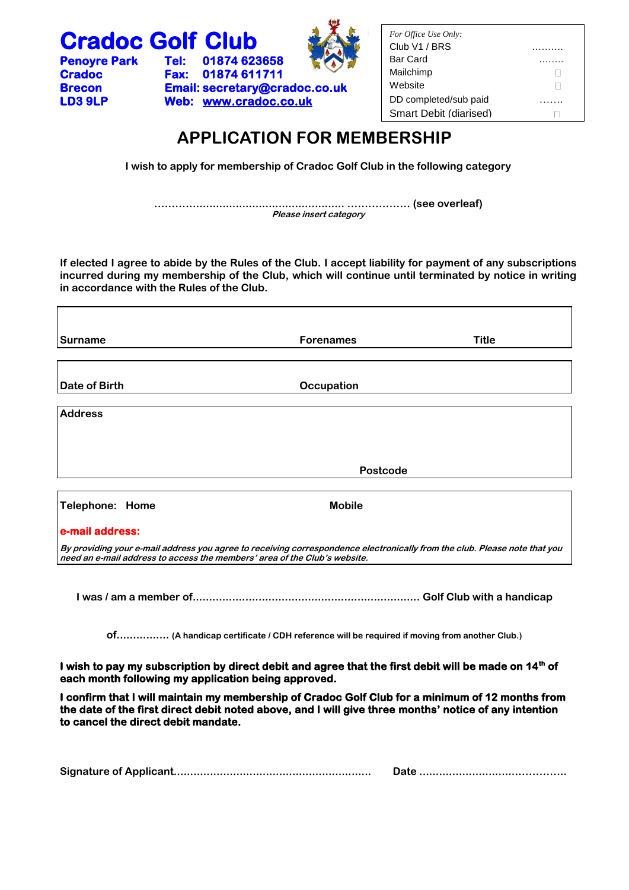# Cradoc Golf Club

**Penoyre Park**
**Cradoc**
**Brecon**
**LD3 9LP**

**Tel: 01874 623658**
**Fax: 01874 611711**
**Email: secretary@cradoc.co.uk**
**Web: www.cradoc.co.uk**

| *For Office Use Only:* | |
|---|---|
| Club V1 / BRS | ………. |
| Bar Card | …….. |
| Mailchimp | ☐ |
| Website | ☐ |
| DD completed/sub paid | ……. |
| Smart Debit (diarised) | ☐ |

## APPLICATION FOR MEMBERSHIP

**I wish to apply for membership of Cradoc Golf Club in the following category**

**………………………………………………… ……………… (see overleaf)**
***Please insert category***

**If elected I agree to abide by the Rules of the Club. I accept liability for payment of any subscriptions incurred during my membership of the Club, which will continue until terminated by notice in writing in accordance with the Rules of the Club.**

| **Surname** | **Forenames** | **Title** |
|---|---|---|
| | | |

| **Date of Birth** | **Occupation** |
|---|---|
| | |

**Address**

**Postcode**

**Telephone: Home** | **Mobile**

**e-mail address:**

***By providing your e-mail address you agree to receiving correspondence electronically from the club. Please note that you need an e-mail address to access the members' area of the Club's website.***

**I was / am a member of……………………………………………………………. Golf Club with a handicap**

**of……………. (A handicap certificate / CDH reference will be required if moving from another Club.)**

**I wish to pay my subscription by direct debit and agree that the first debit will be made on 14th of each month following my application being approved.**

**I confirm that I will maintain my membership of Cradoc Golf Club for a minimum of 12 months from the date of the first direct debit noted above, and I will give three months' notice of any intention to cancel the direct debit mandate.**

**Signature of Applicant…………………………………………………… Date ………………………………………**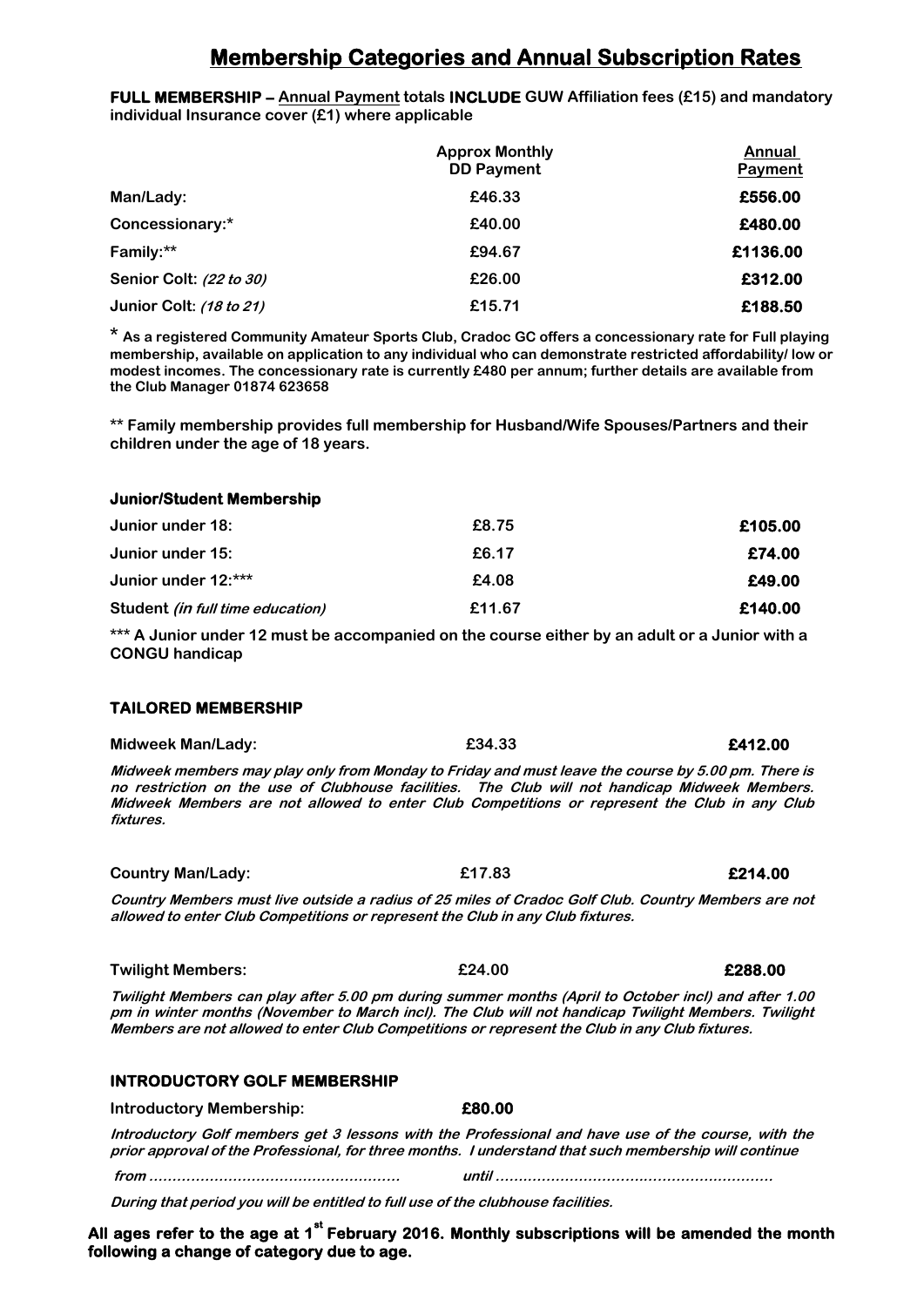# Membership Categories and Annual Subscription Rates

**FULL MEMBERSHIP – Annual Payment totals INCLUDE GUW Affiliation fees (£15) and mandatory individual Insurance cover (£1) where applicable**

| | Approx Monthly DD Payment | Annual Payment |
|---|---|---|
| **Man/Lady:** | **£46.33** | **£556.00** |
| **Concessionary:*** | **£40.00** | **£480.00** |
| **Family:**** | **£94.67** | **£1136.00** |
| **Senior Colt:** *(22 to 30)* | **£26.00** | **£312.00** |
| **Junior Colt:** *(18 to 21)* | **£15.71** | **£188.50** |

**\* As a registered Community Amateur Sports Club, Cradoc GC offers a concessionary rate for Full playing membership, available on application to any individual who can demonstrate restricted affordability/ low or modest incomes. The concessionary rate is currently £480 per annum; further details are available from the Club Manager 01874 623658**

**\*\* Family membership provides full membership for Husband/Wife Spouses/Partners and their children under the age of 18 years.**

## Junior/Student Membership

| | | |
|---|---|---|
| **Junior under 18:** | **£8.75** | **£105.00** |
| **Junior under 15:** | **£6.17** | **£74.00** |
| **Junior under 12:*** | **£4.08** | **£49.00** |
| **Student** *(in full time education)* | **£11.67** | **£140.00** |

**\*\*\* A Junior under 12 must be accompanied on the course either by an adult or a Junior with a CONGU handicap**

## TAILORED MEMBERSHIP

| | | |
|---|---|---|
| **Midweek Man/Lady:** | **£34.33** | **£412.00** |

***Midweek members may play only from Monday to Friday and must leave the course by 5.00 pm. There is no restriction on the use of Clubhouse facilities. The Club will not handicap Midweek Members. Midweek Members are not allowed to enter Club Competitions or represent the Club in any Club fixtures.***

| | | |
|---|---|---|
| **Country Man/Lady:** | £17.83 | **£214.00** |

***Country Members must live outside a radius of 25 miles of Cradoc Golf Club. Country Members are not allowed to enter Club Competitions or represent the Club in any Club fixtures.***

| | | |
|---|---|---|
| **Twilight Members:** | £24.00 | **£288.00** |

***Twilight Members can play after 5.00 pm during summer months (April to October incl) and after 1.00 pm in winter months (November to March incl). The Club will not handicap Twilight Members. Twilight Members are not allowed to enter Club Competitions or represent the Club in any Club fixtures.***

## INTRODUCTORY GOLF MEMBERSHIP

**Introductory Membership:** **£80.00**

***Introductory Golf members get 3 lessons with the Professional and have use of the course, with the prior approval of the Professional, for three months. I understand that such membership will continue***

***from ……………………………………………… until …………………………………………………***

***During that period you will be entitled to full use of the clubhouse facilities.***

**All ages refer to the age at 1st February 2016. Monthly subscriptions will be amended the month following a change of category due to age.**